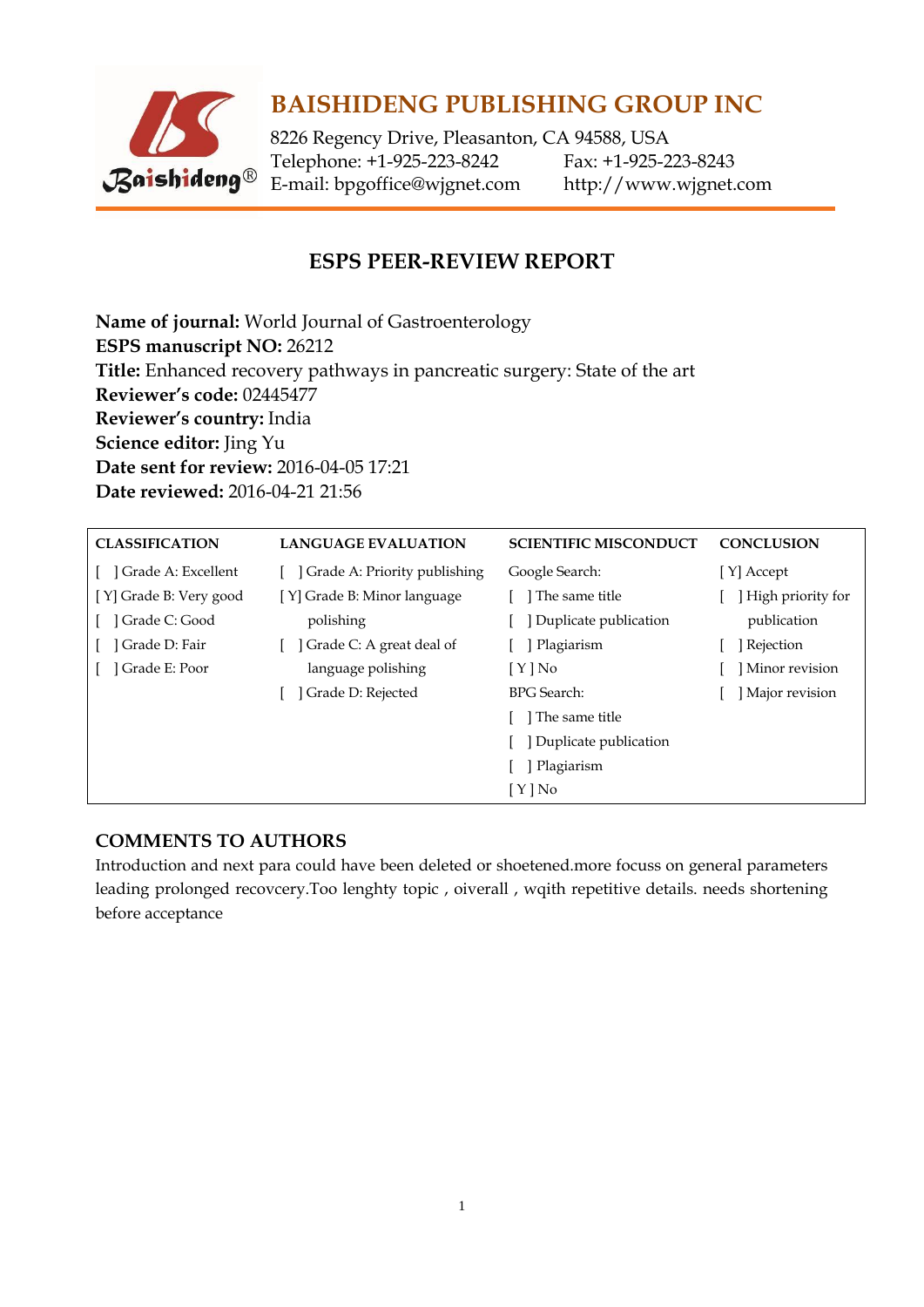# BAISHIDENG PUBLISHING GROUP INC

8226 Regency Drive, Pleasanton, CA 94588, USA
Telephone: +1-925-223-8242 Fax: +1-925-223-8243
E-mail: bpgoffice@wjgnet.com http://www.wjgnet.com

## ESPS PEER-REVIEW REPORT

**Name of journal:** World Journal of Gastroenterology
**ESPS manuscript NO:** 26212
**Title:** Enhanced recovery pathways in pancreatic surgery: State of the art
**Reviewer's code:** 02445477
**Reviewer's country:** India
**Science editor:** Jing Yu
**Date sent for review:** 2016-04-05 17:21
**Date reviewed:** 2016-04-21 21:56

| CLASSIFICATION | LANGUAGE EVALUATION | SCIENTIFIC MISCONDUCT | CONCLUSION |
|---|---|---|---|
| [ ] Grade A: Excellent | [ ] Grade A: Priority publishing | Google Search: | [ Y] Accept |
| [ Y] Grade B: Very good | [ Y] Grade B: Minor language polishing | [ ] The same title | [ ] High priority for publication |
| [ ] Grade C: Good | [ ] Grade C: A great deal of language polishing | [ ] Duplicate publication | [ ] Rejection |
| [ ] Grade D: Fair | [ ] Grade D: Rejected | [ ] Plagiarism | [ ] Minor revision |
| [ ] Grade E: Poor | | [ Y ] No | [ ] Major revision |
| | | BPG Search: | |
| | | [ ] The same title | |
| | | [ ] Duplicate publication | |
| | | [ ] Plagiarism | |
| | | [ Y ] No | |

## COMMENTS TO AUTHORS

Introduction and next para could have been deleted or shoetened.more focuss on general parameters leading prolonged recovcery.Too lenghty topic , oiverall , wqith repetitive details. needs shortening before acceptance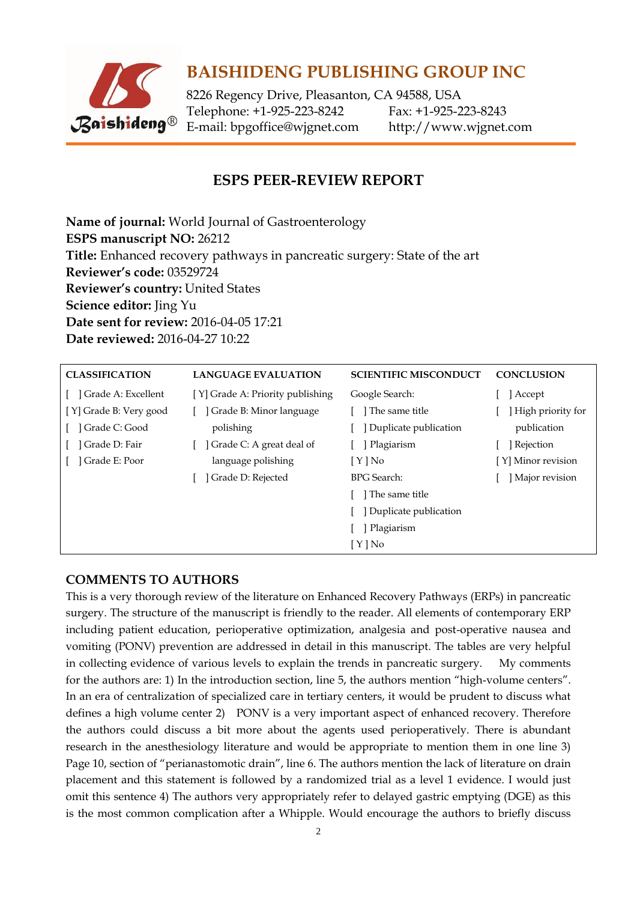# BAISHIDENG PUBLISHING GROUP INC

8226 Regency Drive, Pleasanton, CA 94588, USA
Telephone: +1-925-223-8242 Fax: +1-925-223-8243
E-mail: bpgoffice@wjgnet.com http://www.wjgnet.com

## ESPS PEER-REVIEW REPORT

**Name of journal:** World Journal of Gastroenterology
**ESPS manuscript NO:** 26212
**Title:** Enhanced recovery pathways in pancreatic surgery: State of the art
**Reviewer's code:** 03529724
**Reviewer's country:** United States
**Science editor:** Jing Yu
**Date sent for review:** 2016-04-05 17:21
**Date reviewed:** 2016-04-27 10:22

| CLASSIFICATION | LANGUAGE EVALUATION | SCIENTIFIC MISCONDUCT | CONCLUSION |
|---|---|---|---|
| [ ] Grade A: Excellent | [Y] Grade A: Priority publishing | Google Search: | [ ] Accept |
| [Y] Grade B: Very good | [ ] Grade B: Minor language polishing | [ ] The same title | [ ] High priority for publication |
| [ ] Grade C: Good | [ ] Grade C: A great deal of language polishing | [ ] Duplicate publication | [ ] Rejection |
| [ ] Grade D: Fair | [ ] Grade D: Rejected | [ ] Plagiarism | [Y] Minor revision |
| [ ] Grade E: Poor | | [Y] No | [ ] Major revision |
| | | BPG Search: | |
| | | [ ] The same title | |
| | | [ ] Duplicate publication | |
| | | [ ] Plagiarism | |
| | | [Y] No | |

## COMMENTS TO AUTHORS

This is a very thorough review of the literature on Enhanced Recovery Pathways (ERPs) in pancreatic surgery. The structure of the manuscript is friendly to the reader. All elements of contemporary ERP including patient education, perioperative optimization, analgesia and post-operative nausea and vomiting (PONV) prevention are addressed in detail in this manuscript. The tables are very helpful in collecting evidence of various levels to explain the trends in pancreatic surgery. My comments for the authors are: 1) In the introduction section, line 5, the authors mention "high-volume centers". In an era of centralization of specialized care in tertiary centers, it would be prudent to discuss what defines a high volume center 2) PONV is a very important aspect of enhanced recovery. Therefore the authors could discuss a bit more about the agents used perioperatively. There is abundant research in the anesthesiology literature and would be appropriate to mention them in one line 3) Page 10, section of "perianastomotic drain", line 6. The authors mention the lack of literature on drain placement and this statement is followed by a randomized trial as a level 1 evidence. I would just omit this sentence 4) The authors very appropriately refer to delayed gastric emptying (DGE) as this is the most common complication after a Whipple. Would encourage the authors to briefly discuss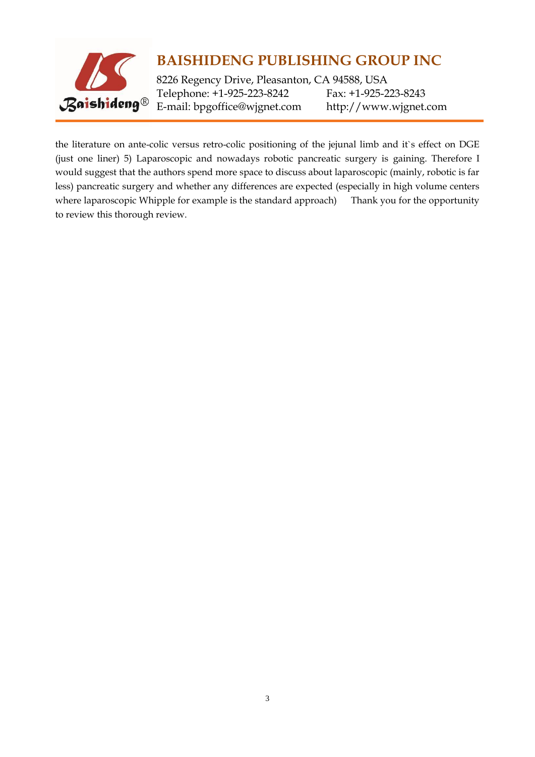the literature on ante-colic versus retro-colic positioning of the jejunal limb and it`s effect on DGE (just one liner) 5) Laparoscopic and nowadays robotic pancreatic surgery is gaining. Therefore I would suggest that the authors spend more space to discuss about laparoscopic (mainly, robotic is far less) pancreatic surgery and whether any differences are expected (especially in high volume centers where laparoscopic Whipple for example is the standard approach)   Thank you for the opportunity to review this thorough review.